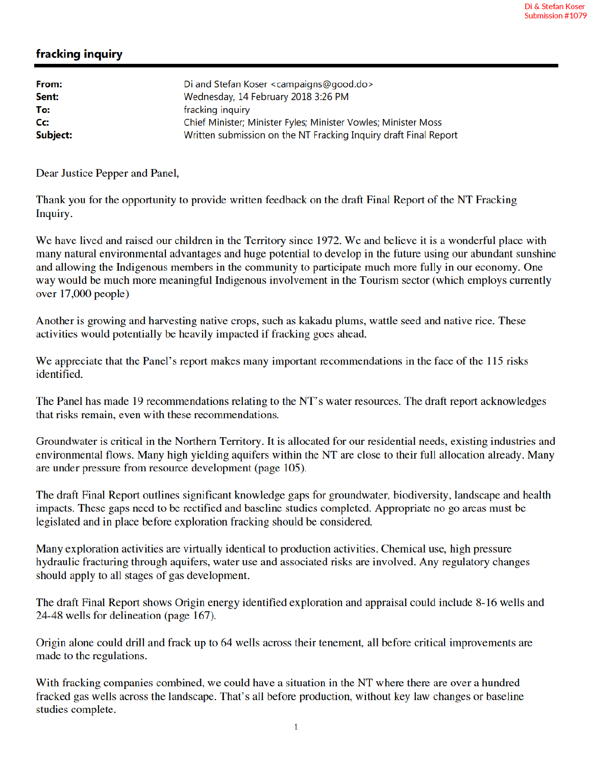Di & Stefan Koser
Submission #1079

## fracking inquiry

| | |
|---|---|
| **From:** | Di and Stefan Koser <campaigns@good.do> |
| **Sent:** | Wednesday, 14 February 2018 3:26 PM |
| **To:** | fracking inquiry |
| **Cc:** | Chief Minister; Minister Fyles; Minister Vowles; Minister Moss |
| **Subject:** | Written submission on the NT Fracking Inquiry draft Final Report |

Dear Justice Pepper and Panel,

Thank you for the opportunity to provide written feedback on the draft Final Report of the NT Fracking Inquiry.

We have lived and raised our children in the Territory since 1972. We and believe it is a wonderful place with many natural environmental advantages and huge potential to develop in the future using our abundant sunshine and allowing the Indigenous members in the community to participate much more fully in our economy. One way would be much more meaningful Indigenous involvement in the Tourism sector (which employs currently over 17,000 people)

Another is growing and harvesting native crops, such as kakadu plums, wattle seed and native rice. These activities would potentially be heavily impacted if fracking goes ahead.

We appreciate that the Panel's report makes many important recommendations in the face of the 115 risks identified.

The Panel has made 19 recommendations relating to the NT's water resources. The draft report acknowledges that risks remain, even with these recommendations.

Groundwater is critical in the Northern Territory. It is allocated for our residential needs, existing industries and environmental flows. Many high yielding aquifers within the NT are close to their full allocation already. Many are under pressure from resource development (page 105).

The draft Final Report outlines significant knowledge gaps for groundwater, biodiversity, landscape and health impacts. These gaps need to be rectified and baseline studies completed. Appropriate no go areas must be legislated and in place before exploration fracking should be considered.

Many exploration activities are virtually identical to production activities. Chemical use, high pressure hydraulic fracturing through aquifers, water use and associated risks are involved. Any regulatory changes should apply to all stages of gas development.

The draft Final Report shows Origin energy identified exploration and appraisal could include 8-16 wells and 24-48 wells for delineation (page 167).

Origin alone could drill and frack up to 64 wells across their tenement, all before critical improvements are made to the regulations.

With fracking companies combined, we could have a situation in the NT where there are over a hundred fracked gas wells across the landscape. That's all before production, without key law changes or baseline studies complete.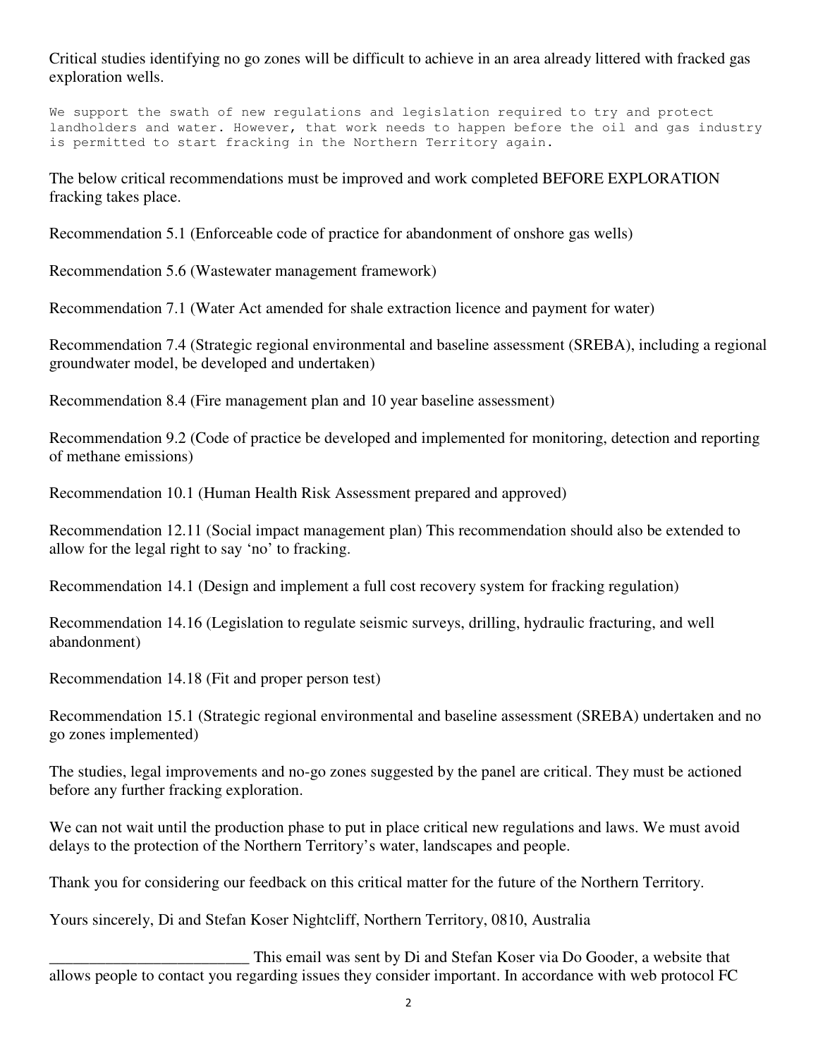Critical studies identifying no go zones will be difficult to achieve in an area already littered with fracked gas exploration wells.

We support the swath of new regulations and legislation required to try and protect landholders and water. However, that work needs to happen before the oil and gas industry is permitted to start fracking in the Northern Territory again.

The below critical recommendations must be improved and work completed BEFORE EXPLORATION fracking takes place.

Recommendation 5.1 (Enforceable code of practice for abandonment of onshore gas wells)

Recommendation 5.6 (Wastewater management framework)

Recommendation 7.1 (Water Act amended for shale extraction licence and payment for water)

Recommendation 7.4 (Strategic regional environmental and baseline assessment (SREBA), including a regional groundwater model, be developed and undertaken)

Recommendation 8.4 (Fire management plan and 10 year baseline assessment)

Recommendation 9.2 (Code of practice be developed and implemented for monitoring, detection and reporting of methane emissions)

Recommendation 10.1 (Human Health Risk Assessment prepared and approved)

Recommendation 12.11 (Social impact management plan) This recommendation should also be extended to allow for the legal right to say 'no' to fracking.

Recommendation 14.1 (Design and implement a full cost recovery system for fracking regulation)

Recommendation 14.16 (Legislation to regulate seismic surveys, drilling, hydraulic fracturing, and well abandonment)

Recommendation 14.18 (Fit and proper person test)

Recommendation 15.1 (Strategic regional environmental and baseline assessment (SREBA) undertaken and no go zones implemented)

The studies, legal improvements and no-go zones suggested by the panel are critical. They must be actioned before any further fracking exploration.

We can not wait until the production phase to put in place critical new regulations and laws. We must avoid delays to the protection of the Northern Territory's water, landscapes and people.

Thank you for considering our feedback on this critical matter for the future of the Northern Territory.

Yours sincerely, Di and Stefan Koser Nightcliff, Northern Territory, 0810, Australia

_________________________ This email was sent by Di and Stefan Koser via Do Gooder, a website that allows people to contact you regarding issues they consider important. In accordance with web protocol FC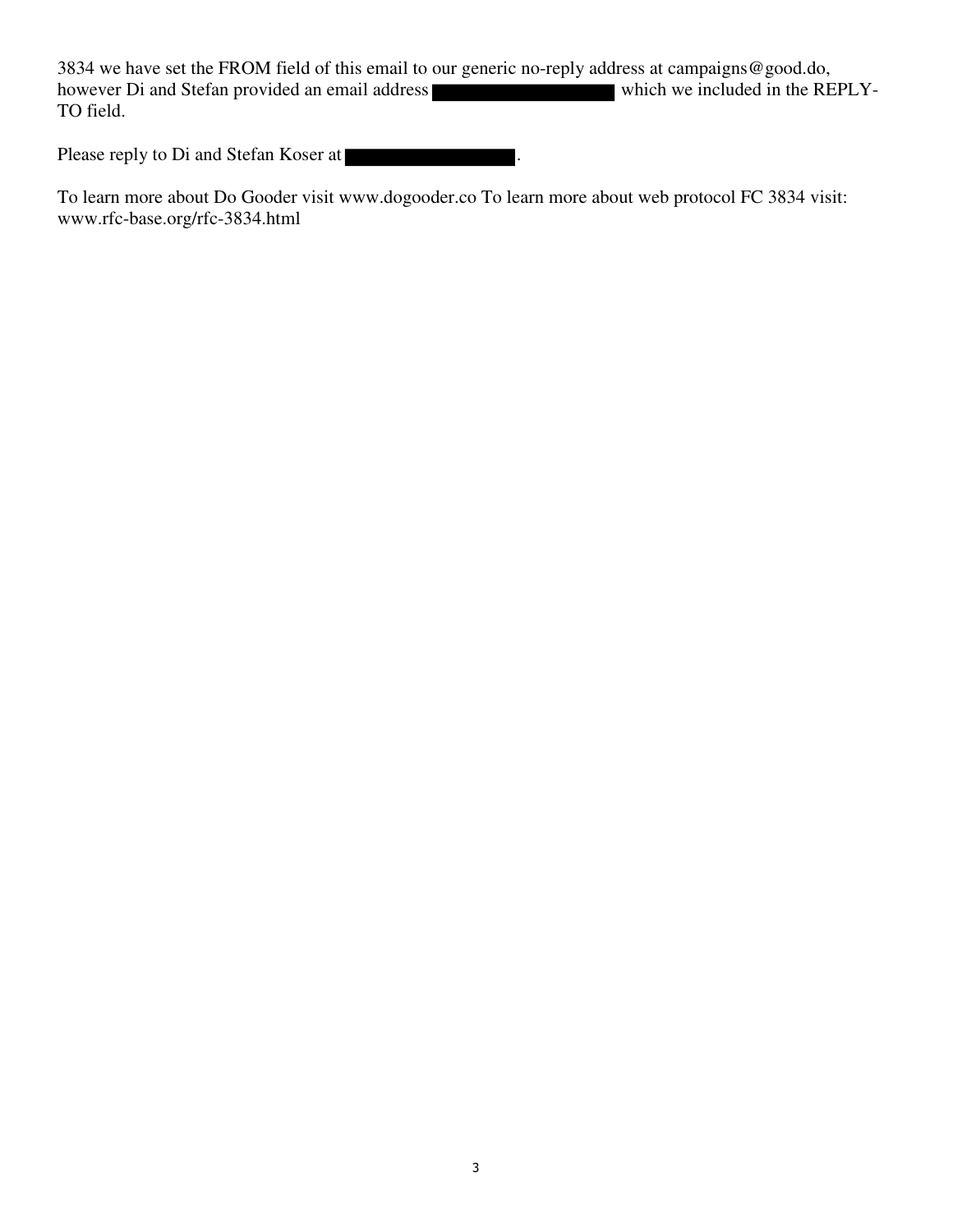3834 we have set the FROM field of this email to our generic no-reply address at campaigns@good.do, however Di and Stefan provided an email address [REDACTED] which we included in the REPLY-TO field.

Please reply to Di and Stefan Koser at [REDACTED].

To learn more about Do Gooder visit www.dogooder.co To learn more about web protocol FC 3834 visit: www.rfc-base.org/rfc-3834.html